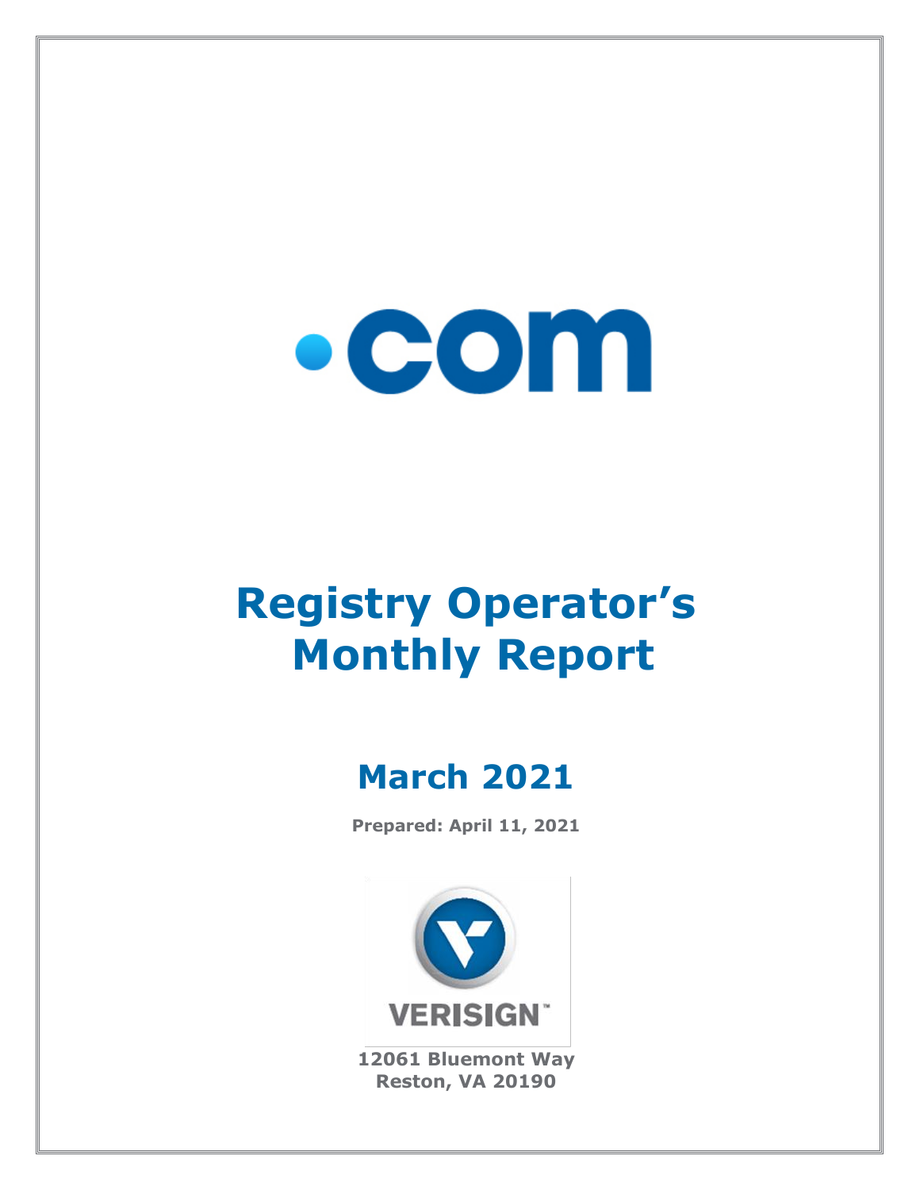.com

# Registry Operator's Monthly Report

## March 2021

**Prepared: April 11, 2021**

VERISIGN

**12061 Bluemont Way**
**Reston, VA 20190**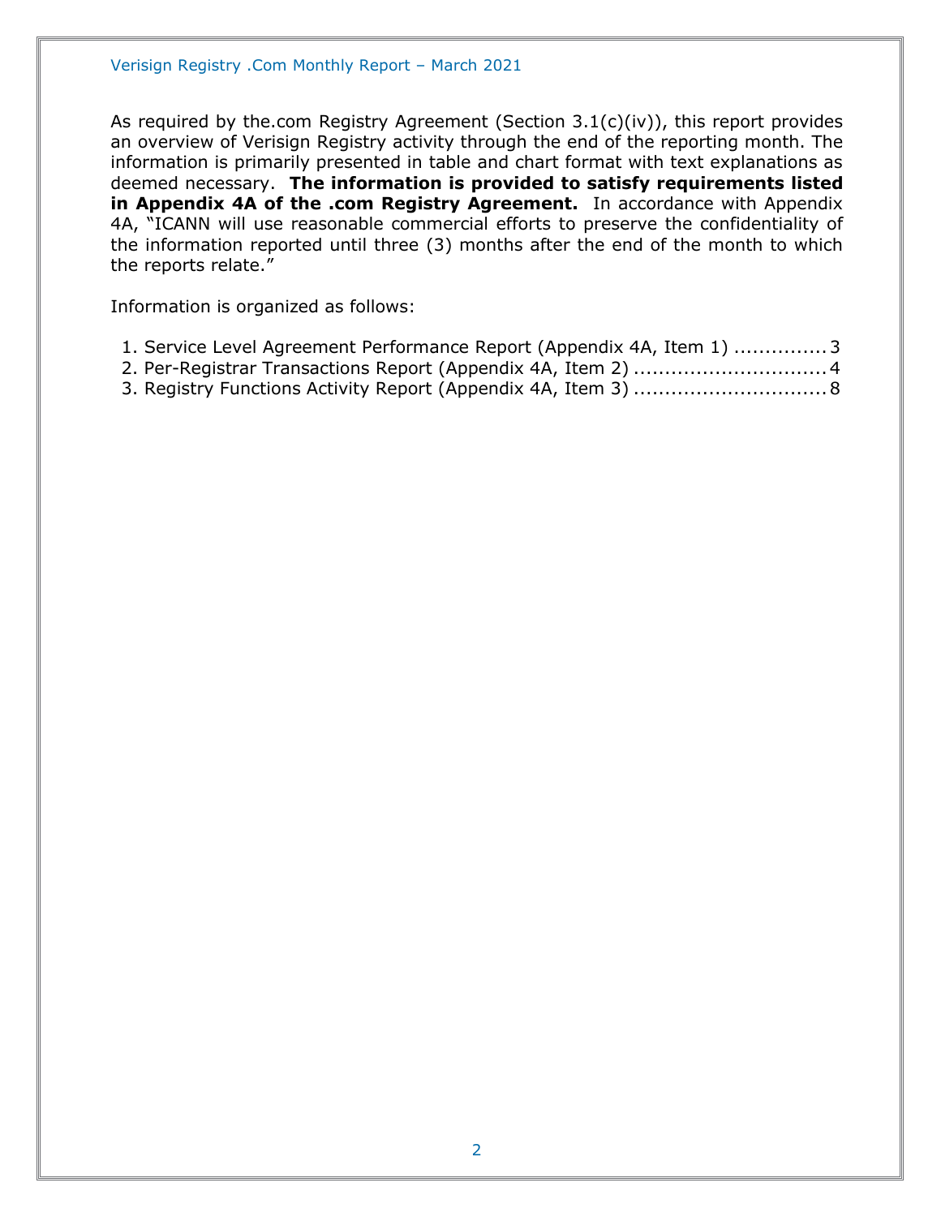As required by the.com Registry Agreement (Section 3.1(c)(iv)), this report provides an overview of Verisign Registry activity through the end of the reporting month. The information is primarily presented in table and chart format with text explanations as deemed necessary. **The information is provided to satisfy requirements listed in Appendix 4A of the .com Registry Agreement.** In accordance with Appendix 4A, "ICANN will use reasonable commercial efforts to preserve the confidentiality of the information reported until three (3) months after the end of the month to which the reports relate."

Information is organized as follows:

1. Service Level Agreement Performance Report (Appendix 4A, Item 1) ............... 3
2. Per-Registrar Transactions Report (Appendix 4A, Item 2) ............................... 4
3. Registry Functions Activity Report (Appendix 4A, Item 3) ............................... 8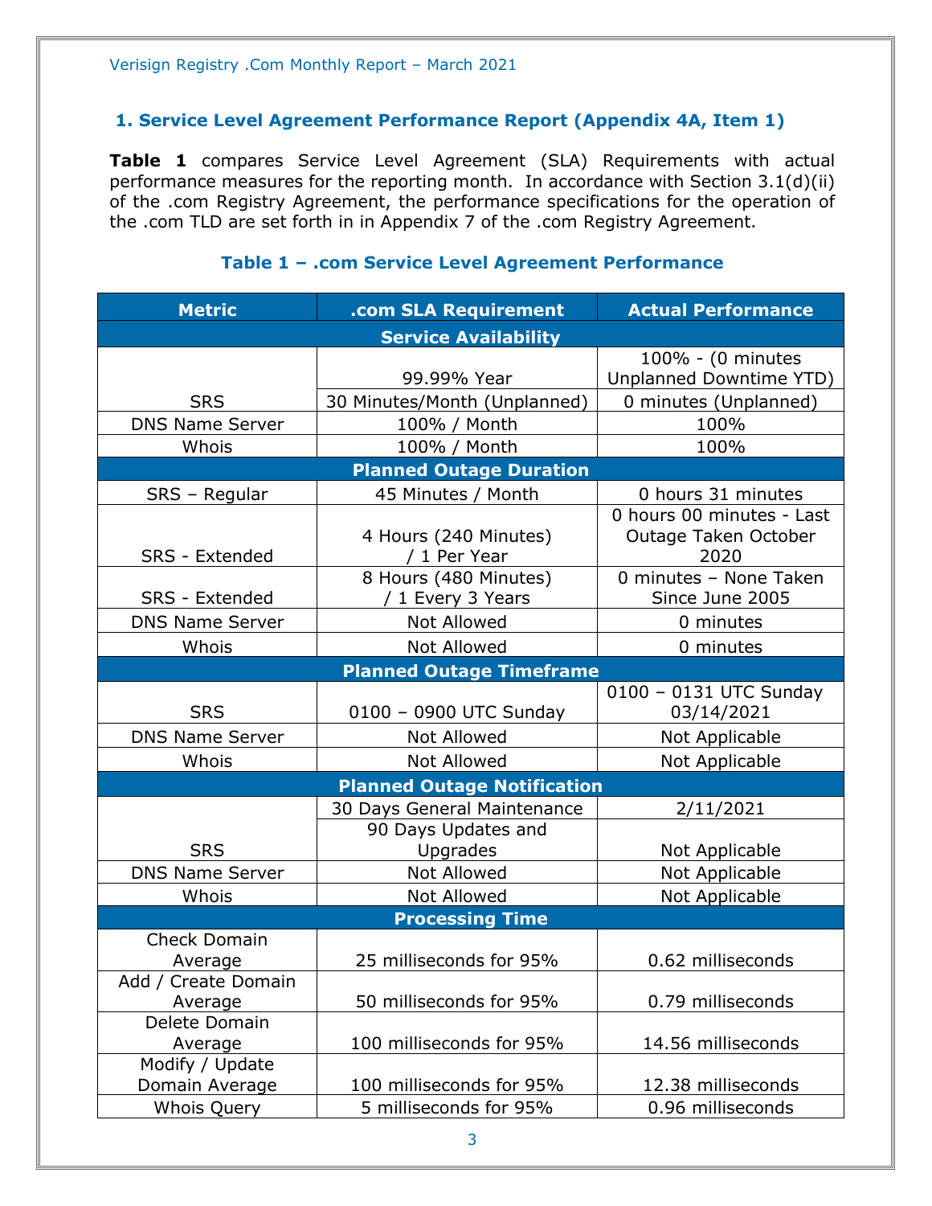## 1. Service Level Agreement Performance Report (Appendix 4A, Item 1)

**Table 1** compares Service Level Agreement (SLA) Requirements with actual performance measures for the reporting month. In accordance with Section 3.1(d)(ii) of the .com Registry Agreement, the performance specifications for the operation of the .com TLD are set forth in in Appendix 7 of the .com Registry Agreement.

### Table 1 – .com Service Level Agreement Performance

| Metric | .com SLA Requirement | Actual Performance |
|---|---|---|
| **Service Availability** | | |
| SRS | 99.99% Year | 100% - (0 minutes Unplanned Downtime YTD) |
| | 30 Minutes/Month (Unplanned) | 0 minutes (Unplanned) |
| DNS Name Server | 100% / Month | 100% |
| Whois | 100% / Month | 100% |
| **Planned Outage Duration** | | |
| SRS – Regular | 45 Minutes / Month | 0 hours 31 minutes |
| SRS - Extended | 4 Hours (240 Minutes) / 1 Per Year | 0 hours 00 minutes - Last Outage Taken October 2020 |
| SRS - Extended | 8 Hours (480 Minutes) / 1 Every 3 Years | 0 minutes – None Taken Since June 2005 |
| DNS Name Server | Not Allowed | 0 minutes |
| Whois | Not Allowed | 0 minutes |
| **Planned Outage Timeframe** | | |
| SRS | 0100 – 0900 UTC Sunday | 0100 – 0131 UTC Sunday 03/14/2021 |
| DNS Name Server | Not Allowed | Not Applicable |
| Whois | Not Allowed | Not Applicable |
| **Planned Outage Notification** | | |
| SRS | 30 Days General Maintenance | 2/11/2021 |
| | 90 Days Updates and Upgrades | Not Applicable |
| DNS Name Server | Not Allowed | Not Applicable |
| Whois | Not Allowed | Not Applicable |
| **Processing Time** | | |
| Check Domain Average | 25 milliseconds for 95% | 0.62 milliseconds |
| Add / Create Domain Average | 50 milliseconds for 95% | 0.79 milliseconds |
| Delete Domain Average | 100 milliseconds for 95% | 14.56 milliseconds |
| Modify / Update Domain Average | 100 milliseconds for 95% | 12.38 milliseconds |
| Whois Query | 5 milliseconds for 95% | 0.96 milliseconds |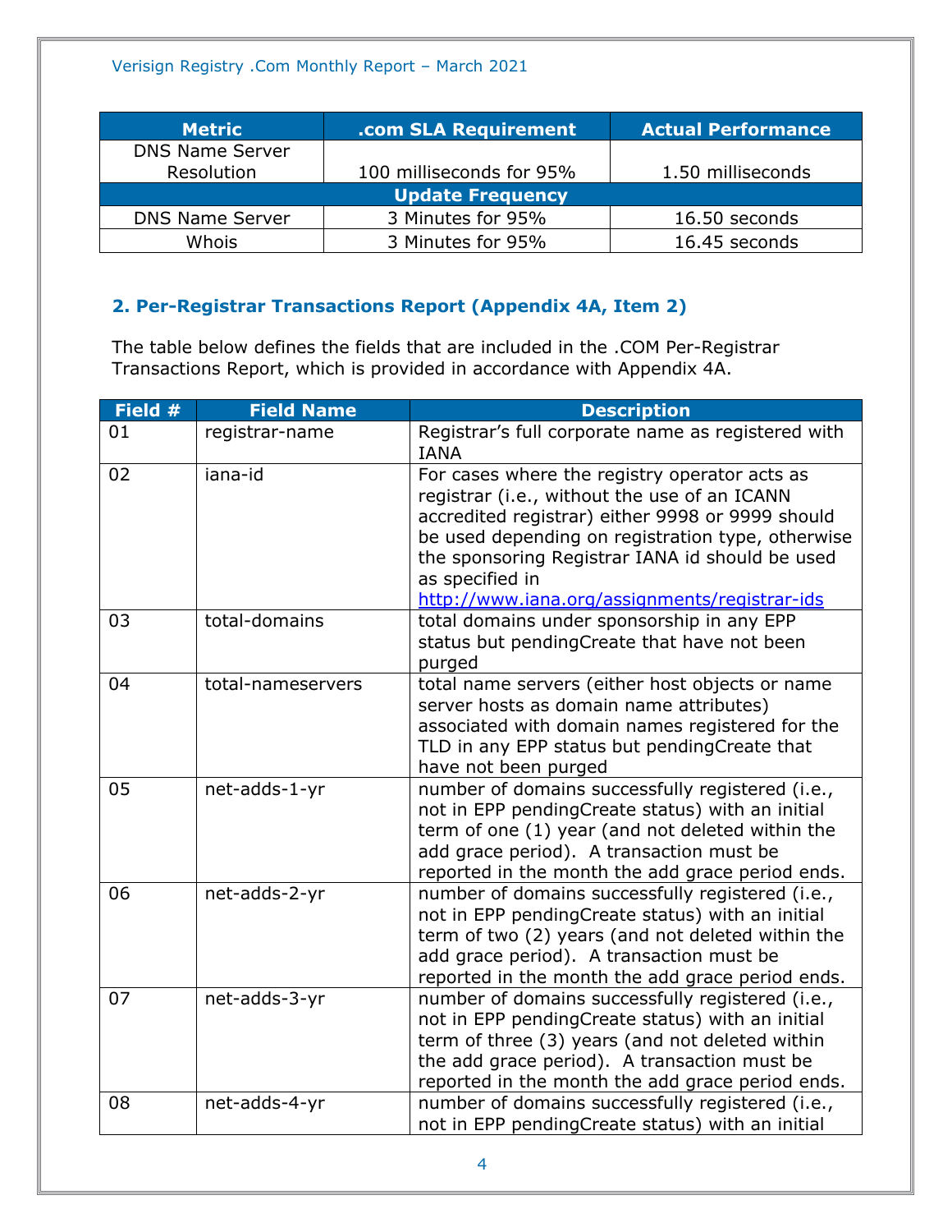| Metric | .com SLA Requirement | Actual Performance |
|---|---|---|
| DNS Name Server Resolution | 100 milliseconds for 95% | 1.50 milliseconds |
| **Update Frequency** | | |
| DNS Name Server | 3 Minutes for 95% | 16.50 seconds |
| Whois | 3 Minutes for 95% | 16.45 seconds |

## 2. Per-Registrar Transactions Report (Appendix 4A, Item 2)

The table below defines the fields that are included in the .COM Per-Registrar Transactions Report, which is provided in accordance with Appendix 4A.

| Field # | Field Name | Description |
|---|---|---|
| 01 | registrar-name | Registrar's full corporate name as registered with IANA |
| 02 | iana-id | For cases where the registry operator acts as registrar (i.e., without the use of an ICANN accredited registrar) either 9998 or 9999 should be used depending on registration type, otherwise the sponsoring Registrar IANA id should be used as specified in http://www.iana.org/assignments/registrar-ids |
| 03 | total-domains | total domains under sponsorship in any EPP status but pendingCreate that have not been purged |
| 04 | total-nameservers | total name servers (either host objects or name server hosts as domain name attributes) associated with domain names registered for the TLD in any EPP status but pendingCreate that have not been purged |
| 05 | net-adds-1-yr | number of domains successfully registered (i.e., not in EPP pendingCreate status) with an initial term of one (1) year (and not deleted within the add grace period). A transaction must be reported in the month the add grace period ends. |
| 06 | net-adds-2-yr | number of domains successfully registered (i.e., not in EPP pendingCreate status) with an initial term of two (2) years (and not deleted within the add grace period). A transaction must be reported in the month the add grace period ends. |
| 07 | net-adds-3-yr | number of domains successfully registered (i.e., not in EPP pendingCreate status) with an initial term of three (3) years (and not deleted within the add grace period). A transaction must be reported in the month the add grace period ends. |
| 08 | net-adds-4-yr | number of domains successfully registered (i.e., not in EPP pendingCreate status) with an initial |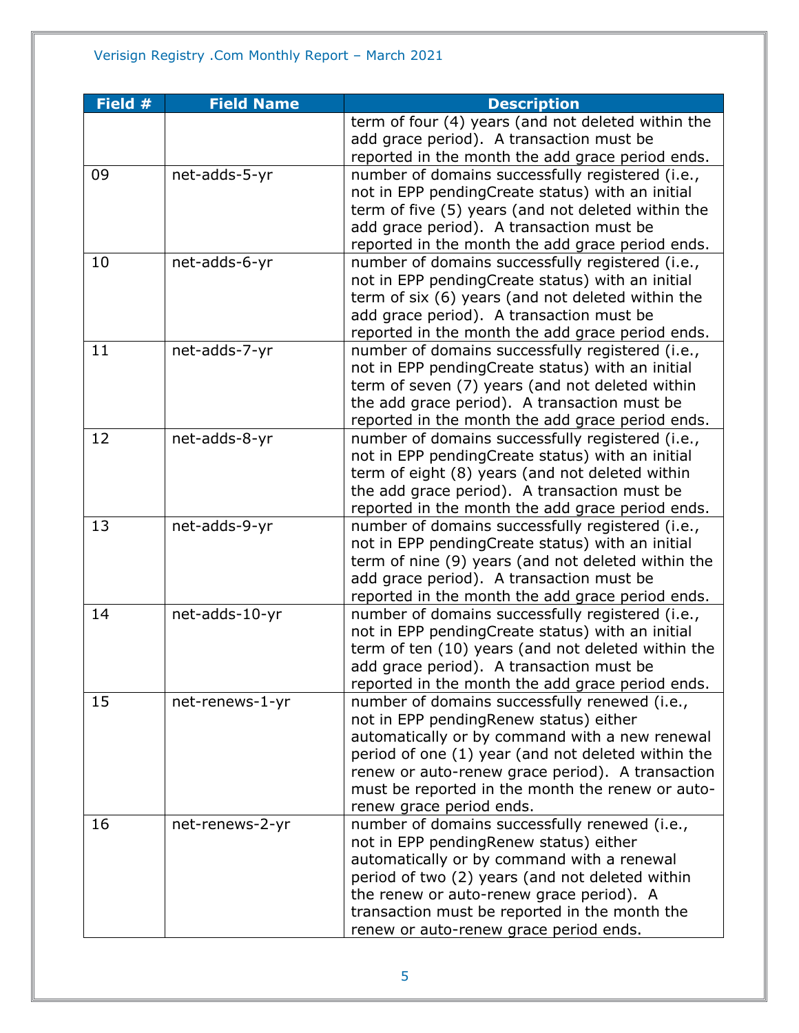| Field # | Field Name | Description |
|---|---|---|
| | | term of four (4) years (and not deleted within the add grace period). A transaction must be reported in the month the add grace period ends. |
| 09 | net-adds-5-yr | number of domains successfully registered (i.e., not in EPP pendingCreate status) with an initial term of five (5) years (and not deleted within the add grace period). A transaction must be reported in the month the add grace period ends. |
| 10 | net-adds-6-yr | number of domains successfully registered (i.e., not in EPP pendingCreate status) with an initial term of six (6) years (and not deleted within the add grace period). A transaction must be reported in the month the add grace period ends. |
| 11 | net-adds-7-yr | number of domains successfully registered (i.e., not in EPP pendingCreate status) with an initial term of seven (7) years (and not deleted within the add grace period). A transaction must be reported in the month the add grace period ends. |
| 12 | net-adds-8-yr | number of domains successfully registered (i.e., not in EPP pendingCreate status) with an initial term of eight (8) years (and not deleted within the add grace period). A transaction must be reported in the month the add grace period ends. |
| 13 | net-adds-9-yr | number of domains successfully registered (i.e., not in EPP pendingCreate status) with an initial term of nine (9) years (and not deleted within the add grace period). A transaction must be reported in the month the add grace period ends. |
| 14 | net-adds-10-yr | number of domains successfully registered (i.e., not in EPP pendingCreate status) with an initial term of ten (10) years (and not deleted within the add grace period). A transaction must be reported in the month the add grace period ends. |
| 15 | net-renews-1-yr | number of domains successfully renewed (i.e., not in EPP pendingRenew status) either automatically or by command with a new renewal period of one (1) year (and not deleted within the renew or auto-renew grace period). A transaction must be reported in the month the renew or auto-renew grace period ends. |
| 16 | net-renews-2-yr | number of domains successfully renewed (i.e., not in EPP pendingRenew status) either automatically or by command with a renewal period of two (2) years (and not deleted within the renew or auto-renew grace period). A transaction must be reported in the month the renew or auto-renew grace period ends. |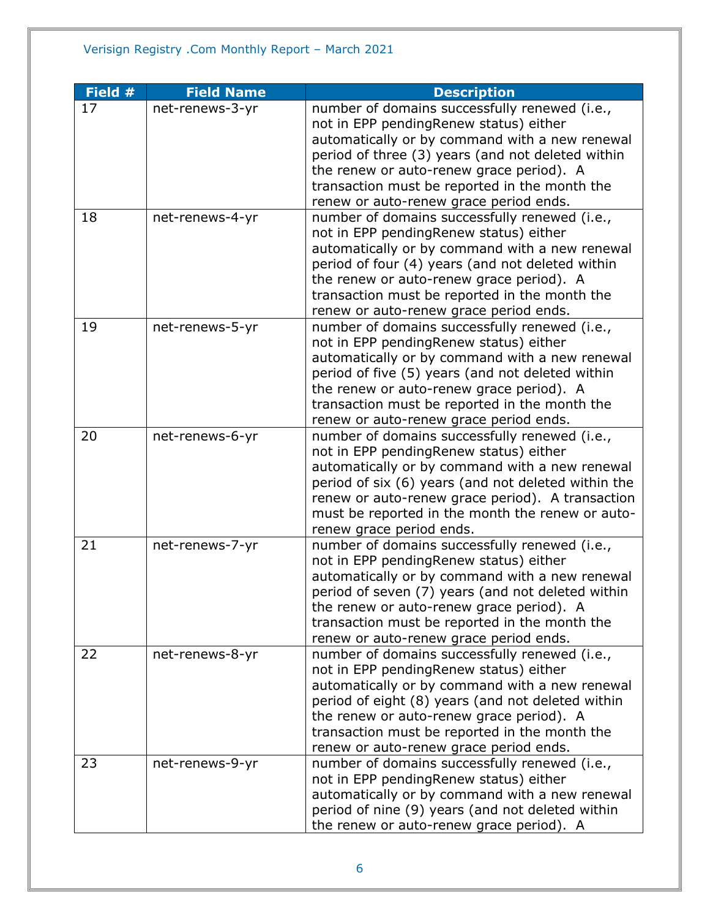| Field # | Field Name | Description |
| --- | --- | --- |
| 17 | net-renews-3-yr | number of domains successfully renewed (i.e., not in EPP pendingRenew status) either automatically or by command with a new renewal period of three (3) years (and not deleted within the renew or auto-renew grace period). A transaction must be reported in the month the renew or auto-renew grace period ends. |
| 18 | net-renews-4-yr | number of domains successfully renewed (i.e., not in EPP pendingRenew status) either automatically or by command with a new renewal period of four (4) years (and not deleted within the renew or auto-renew grace period). A transaction must be reported in the month the renew or auto-renew grace period ends. |
| 19 | net-renews-5-yr | number of domains successfully renewed (i.e., not in EPP pendingRenew status) either automatically or by command with a new renewal period of five (5) years (and not deleted within the renew or auto-renew grace period). A transaction must be reported in the month the renew or auto-renew grace period ends. |
| 20 | net-renews-6-yr | number of domains successfully renewed (i.e., not in EPP pendingRenew status) either automatically or by command with a new renewal period of six (6) years (and not deleted within the renew or auto-renew grace period). A transaction must be reported in the month the renew or auto-renew grace period ends. |
| 21 | net-renews-7-yr | number of domains successfully renewed (i.e., not in EPP pendingRenew status) either automatically or by command with a new renewal period of seven (7) years (and not deleted within the renew or auto-renew grace period). A transaction must be reported in the month the renew or auto-renew grace period ends. |
| 22 | net-renews-8-yr | number of domains successfully renewed (i.e., not in EPP pendingRenew status) either automatically or by command with a new renewal period of eight (8) years (and not deleted within the renew or auto-renew grace period). A transaction must be reported in the month the renew or auto-renew grace period ends. |
| 23 | net-renews-9-yr | number of domains successfully renewed (i.e., not in EPP pendingRenew status) either automatically or by command with a new renewal period of nine (9) years (and not deleted within the renew or auto-renew grace period). A |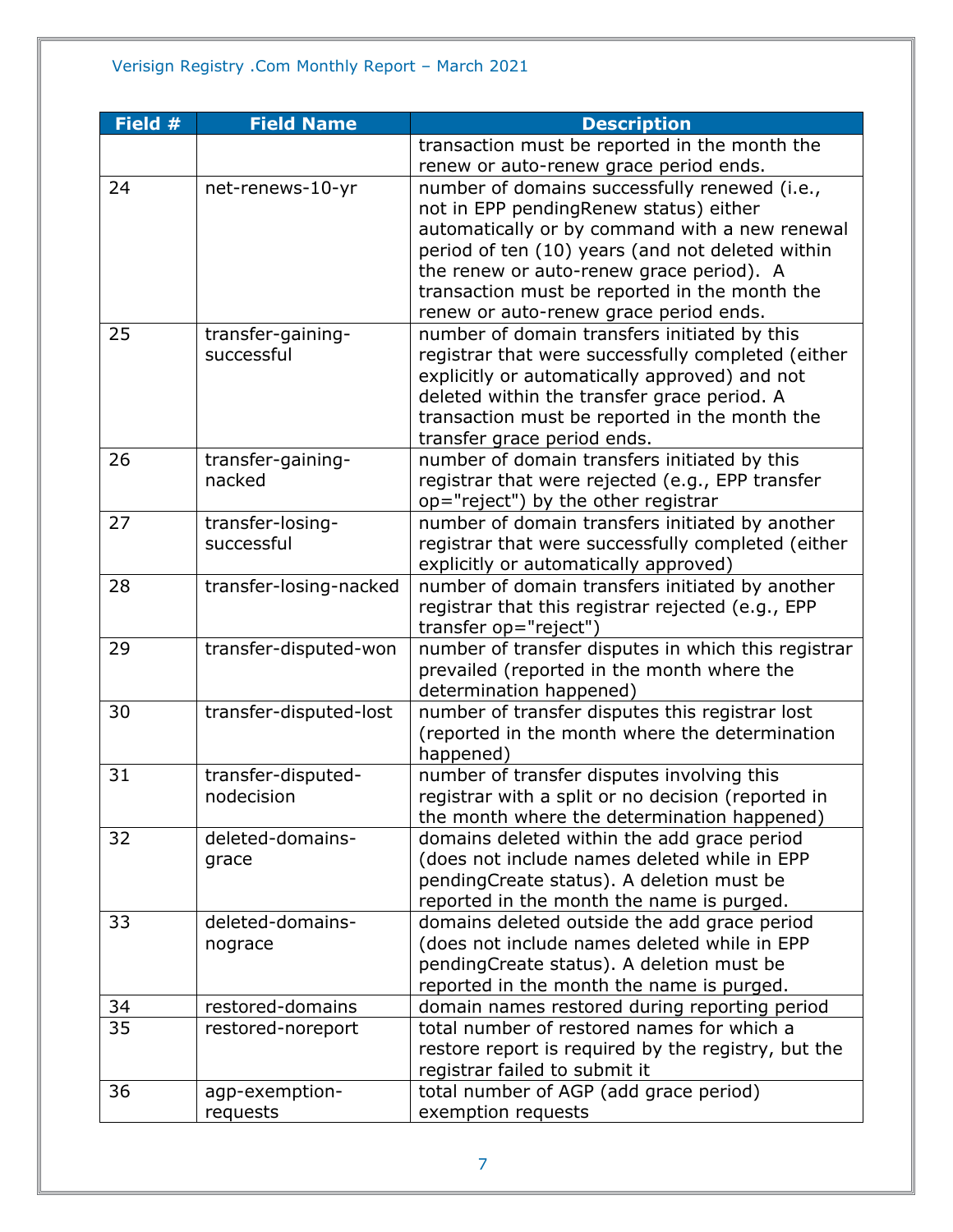| Field # | Field Name | Description |
|---|---|---|
| | | transaction must be reported in the month the renew or auto-renew grace period ends. |
| 24 | net-renews-10-yr | number of domains successfully renewed (i.e., not in EPP pendingRenew status) either automatically or by command with a new renewal period of ten (10) years (and not deleted within the renew or auto-renew grace period). A transaction must be reported in the month the renew or auto-renew grace period ends. |
| 25 | transfer-gaining-successful | number of domain transfers initiated by this registrar that were successfully completed (either explicitly or automatically approved) and not deleted within the transfer grace period. A transaction must be reported in the month the transfer grace period ends. |
| 26 | transfer-gaining-nacked | number of domain transfers initiated by this registrar that were rejected (e.g., EPP transfer op="reject") by the other registrar |
| 27 | transfer-losing-successful | number of domain transfers initiated by another registrar that were successfully completed (either explicitly or automatically approved) |
| 28 | transfer-losing-nacked | number of domain transfers initiated by another registrar that this registrar rejected (e.g., EPP transfer op="reject") |
| 29 | transfer-disputed-won | number of transfer disputes in which this registrar prevailed (reported in the month where the determination happened) |
| 30 | transfer-disputed-lost | number of transfer disputes this registrar lost (reported in the month where the determination happened) |
| 31 | transfer-disputed-nodecision | number of transfer disputes involving this registrar with a split or no decision (reported in the month where the determination happened) |
| 32 | deleted-domains-grace | domains deleted within the add grace period (does not include names deleted while in EPP pendingCreate status). A deletion must be reported in the month the name is purged. |
| 33 | deleted-domains-nograce | domains deleted outside the add grace period (does not include names deleted while in EPP pendingCreate status). A deletion must be reported in the month the name is purged. |
| 34 | restored-domains | domain names restored during reporting period |
| 35 | restored-noreport | total number of restored names for which a restore report is required by the registry, but the registrar failed to submit it |
| 36 | agp-exemption-requests | total number of AGP (add grace period) exemption requests |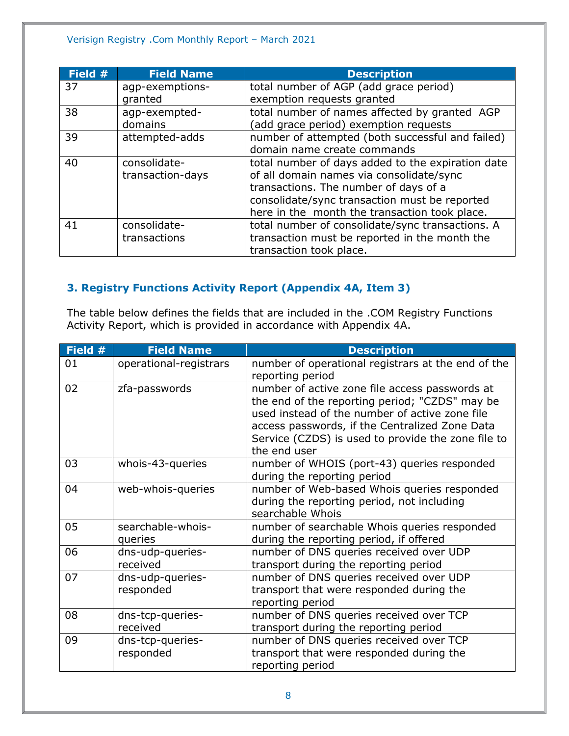| Field # | Field Name | Description |
|---|---|---|
| 37 | agp-exemptions-granted | total number of AGP (add grace period) exemption requests granted |
| 38 | agp-exempted-domains | total number of names affected by granted AGP (add grace period) exemption requests |
| 39 | attempted-adds | number of attempted (both successful and failed) domain name create commands |
| 40 | consolidate-transaction-days | total number of days added to the expiration date of all domain names via consolidate/sync transactions. The number of days of a consolidate/sync transaction must be reported here in the month the transaction took place. |
| 41 | consolidate-transactions | total number of consolidate/sync transactions. A transaction must be reported in the month the transaction took place. |

## 3. Registry Functions Activity Report (Appendix 4A, Item 3)

The table below defines the fields that are included in the .COM Registry Functions Activity Report, which is provided in accordance with Appendix 4A.

| Field # | Field Name | Description |
|---|---|---|
| 01 | operational-registrars | number of operational registrars at the end of the reporting period |
| 02 | zfa-passwords | number of active zone file access passwords at the end of the reporting period; "CZDS" may be used instead of the number of active zone file access passwords, if the Centralized Zone Data Service (CZDS) is used to provide the zone file to the end user |
| 03 | whois-43-queries | number of WHOIS (port-43) queries responded during the reporting period |
| 04 | web-whois-queries | number of Web-based Whois queries responded during the reporting period, not including searchable Whois |
| 05 | searchable-whois-queries | number of searchable Whois queries responded during the reporting period, if offered |
| 06 | dns-udp-queries-received | number of DNS queries received over UDP transport during the reporting period |
| 07 | dns-udp-queries-responded | number of DNS queries received over UDP transport that were responded during the reporting period |
| 08 | dns-tcp-queries-received | number of DNS queries received over TCP transport during the reporting period |
| 09 | dns-tcp-queries-responded | number of DNS queries received over TCP transport that were responded during the reporting period |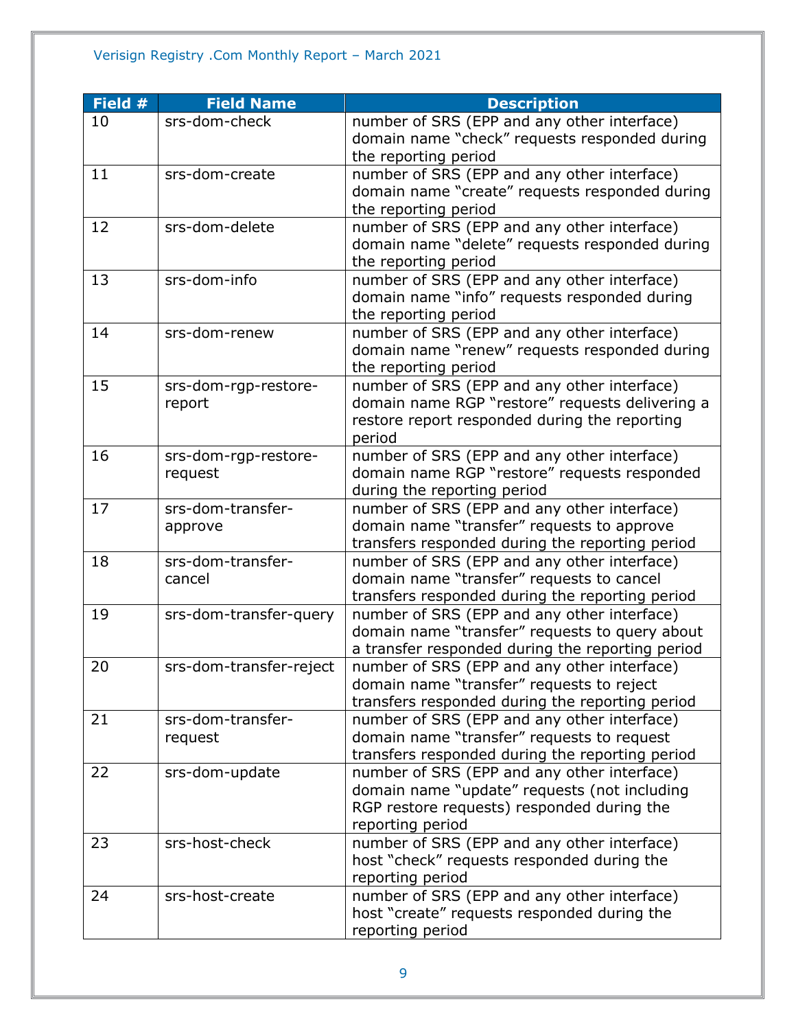| Field # | Field Name | Description |
|---|---|---|
| 10 | srs-dom-check | number of SRS (EPP and any other interface) domain name “check” requests responded during the reporting period |
| 11 | srs-dom-create | number of SRS (EPP and any other interface) domain name “create” requests responded during the reporting period |
| 12 | srs-dom-delete | number of SRS (EPP and any other interface) domain name “delete” requests responded during the reporting period |
| 13 | srs-dom-info | number of SRS (EPP and any other interface) domain name “info” requests responded during the reporting period |
| 14 | srs-dom-renew | number of SRS (EPP and any other interface) domain name “renew” requests responded during the reporting period |
| 15 | srs-dom-rgp-restore-report | number of SRS (EPP and any other interface) domain name RGP “restore” requests delivering a restore report responded during the reporting period |
| 16 | srs-dom-rgp-restore-request | number of SRS (EPP and any other interface) domain name RGP “restore” requests responded during the reporting period |
| 17 | srs-dom-transfer-approve | number of SRS (EPP and any other interface) domain name “transfer” requests to approve transfers responded during the reporting period |
| 18 | srs-dom-transfer-cancel | number of SRS (EPP and any other interface) domain name “transfer” requests to cancel transfers responded during the reporting period |
| 19 | srs-dom-transfer-query | number of SRS (EPP and any other interface) domain name “transfer” requests to query about a transfer responded during the reporting period |
| 20 | srs-dom-transfer-reject | number of SRS (EPP and any other interface) domain name “transfer” requests to reject transfers responded during the reporting period |
| 21 | srs-dom-transfer-request | number of SRS (EPP and any other interface) domain name “transfer” requests to request transfers responded during the reporting period |
| 22 | srs-dom-update | number of SRS (EPP and any other interface) domain name “update” requests (not including RGP restore requests) responded during the reporting period |
| 23 | srs-host-check | number of SRS (EPP and any other interface) host “check” requests responded during the reporting period |
| 24 | srs-host-create | number of SRS (EPP and any other interface) host “create” requests responded during the reporting period |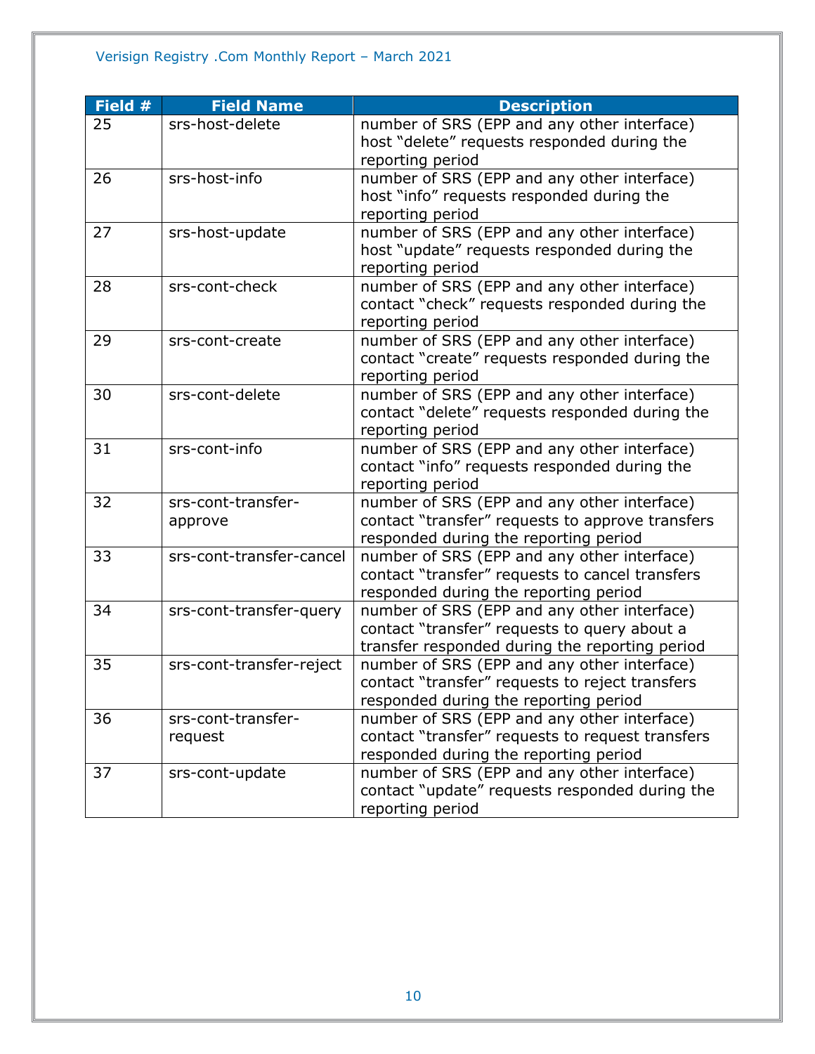| Field # | Field Name | Description |
|---|---|---|
| 25 | srs-host-delete | number of SRS (EPP and any other interface) host "delete" requests responded during the reporting period |
| 26 | srs-host-info | number of SRS (EPP and any other interface) host "info" requests responded during the reporting period |
| 27 | srs-host-update | number of SRS (EPP and any other interface) host "update" requests responded during the reporting period |
| 28 | srs-cont-check | number of SRS (EPP and any other interface) contact "check" requests responded during the reporting period |
| 29 | srs-cont-create | number of SRS (EPP and any other interface) contact "create" requests responded during the reporting period |
| 30 | srs-cont-delete | number of SRS (EPP and any other interface) contact "delete" requests responded during the reporting period |
| 31 | srs-cont-info | number of SRS (EPP and any other interface) contact "info" requests responded during the reporting period |
| 32 | srs-cont-transfer-approve | number of SRS (EPP and any other interface) contact "transfer" requests to approve transfers responded during the reporting period |
| 33 | srs-cont-transfer-cancel | number of SRS (EPP and any other interface) contact "transfer" requests to cancel transfers responded during the reporting period |
| 34 | srs-cont-transfer-query | number of SRS (EPP and any other interface) contact "transfer" requests to query about a transfer responded during the reporting period |
| 35 | srs-cont-transfer-reject | number of SRS (EPP and any other interface) contact "transfer" requests to reject transfers responded during the reporting period |
| 36 | srs-cont-transfer-request | number of SRS (EPP and any other interface) contact "transfer" requests to request transfers responded during the reporting period |
| 37 | srs-cont-update | number of SRS (EPP and any other interface) contact "update" requests responded during the reporting period |